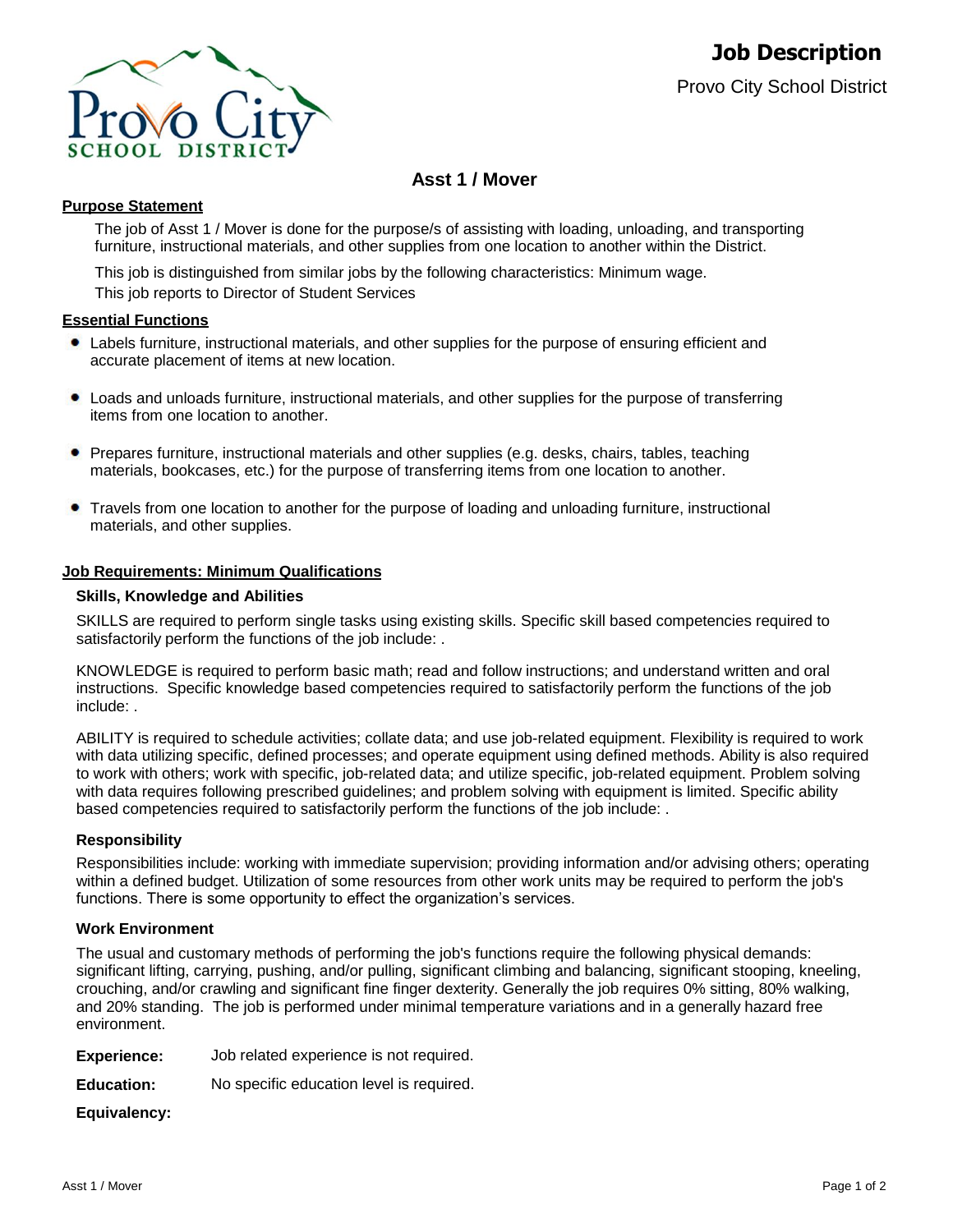# Job Description

Provo City School District

## Asst 1 / Mover

### Purpose Statement

The job of Asst 1 / Mover is done for the purpose/s of assisting with loading, unloading, and transporting furniture, instructional materials, and other supplies from one location to another within the District.

This job is distinguished from similar jobs by the following characteristics: Minimum wage.

This job reports to Director of Student Services

### Essential Functions

- Labels furniture, instructional materials, and other supplies for the purpose of ensuring efficient and accurate placement of items at new location.
- Loads and unloads furniture, instructional materials, and other supplies for the purpose of transferring items from one location to another.
- Prepares furniture, instructional materials and other supplies (e.g. desks, chairs, tables, teaching materials, bookcases, etc.) for the purpose of transferring items from one location to another.
- Travels from one location to another for the purpose of loading and unloading furniture, instructional materials, and other supplies.

### Job Requirements: Minimum Qualifications

#### Skills, Knowledge and Abilities

SKILLS are required to perform single tasks using existing skills. Specific skill based competencies required to satisfactorily perform the functions of the job include: .

KNOWLEDGE is required to perform basic math; read and follow instructions; and understand written and oral instructions. Specific knowledge based competencies required to satisfactorily perform the functions of the job include: .

ABILITY is required to schedule activities; collate data; and use job-related equipment. Flexibility is required to work with data utilizing specific, defined processes; and operate equipment using defined methods. Ability is also required to work with others; work with specific, job-related data; and utilize specific, job-related equipment. Problem solving with data requires following prescribed guidelines; and problem solving with equipment is limited. Specific ability based competencies required to satisfactorily perform the functions of the job include: .

#### Responsibility

Responsibilities include: working with immediate supervision; providing information and/or advising others; operating within a defined budget. Utilization of some resources from other work units may be required to perform the job's functions. There is some opportunity to effect the organization's services.

#### Work Environment

The usual and customary methods of performing the job's functions require the following physical demands: significant lifting, carrying, pushing, and/or pulling, significant climbing and balancing, significant stooping, kneeling, crouching, and/or crawling and significant fine finger dexterity. Generally the job requires 0% sitting, 80% walking, and 20% standing. The job is performed under minimal temperature variations and in a generally hazard free environment.

**Experience:** Job related experience is not required.

**Education:** No specific education level is required.

**Equivalency:**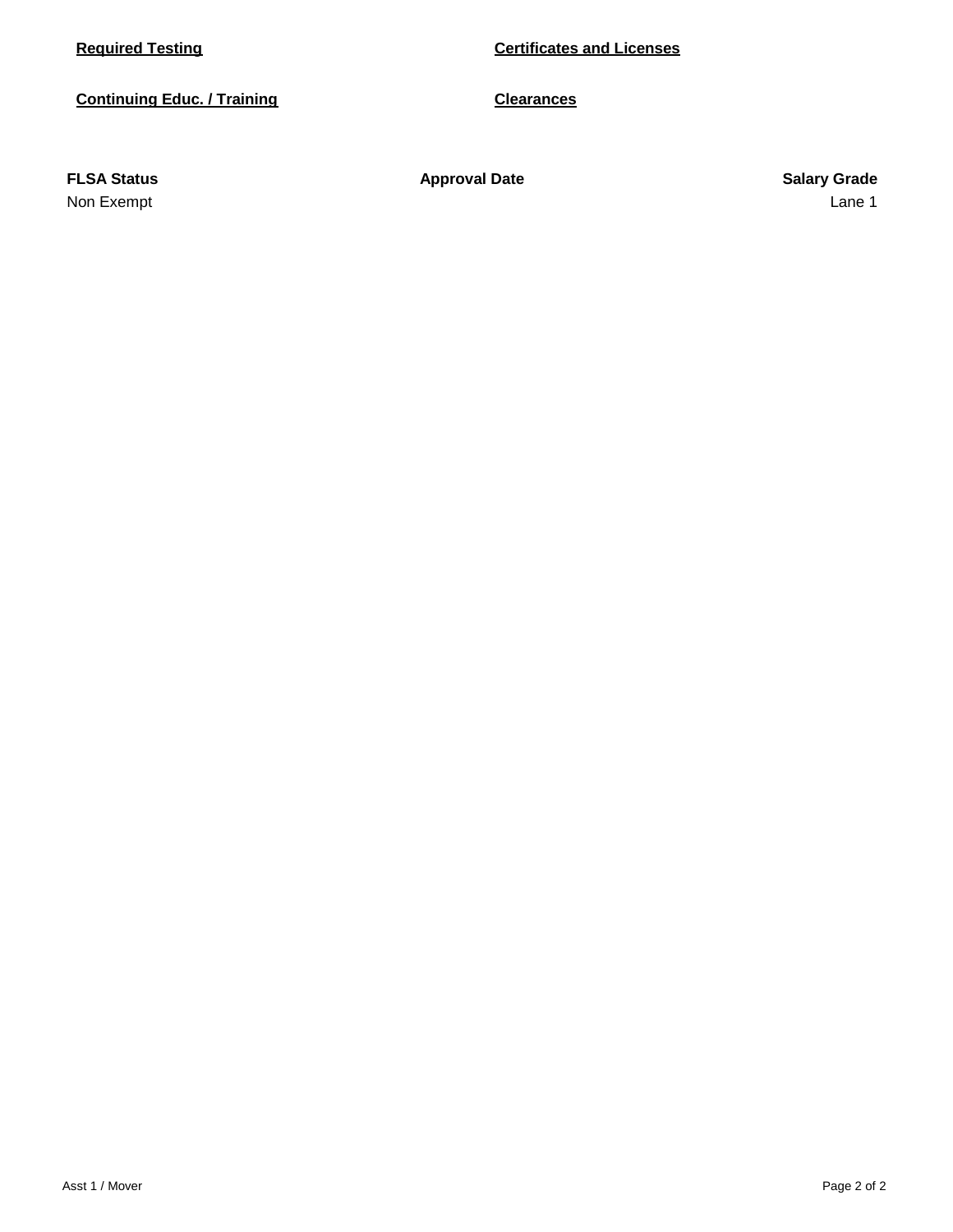**Required Testing**

**Certificates and Licenses**

**Continuing Educ. / Training**

**Clearances**

| FLSA Status | Approval Date | Salary Grade |
| --- | --- | --- |
| Non Exempt | | Lane 1 |